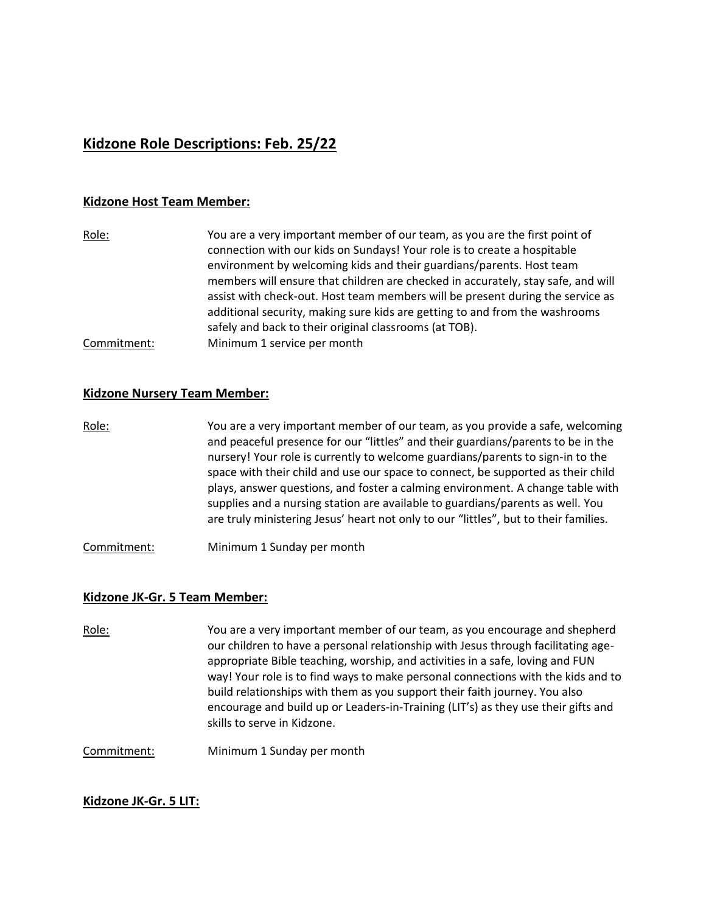# Kidzone Role Descriptions: Feb. 25/22

## Kidzone Host Team Member:

Role: You are a very important member of our team, as you are the first point of connection with our kids on Sundays! Your role is to create a hospitable environment by welcoming kids and their guardians/parents. Host team members will ensure that children are checked in accurately, stay safe, and will assist with check-out. Host team members will be present during the service as additional security, making sure kids are getting to and from the washrooms safely and back to their original classrooms (at TOB).

Commitment: Minimum 1 service per month

## Kidzone Nursery Team Member:

Role: You are a very important member of our team, as you provide a safe, welcoming and peaceful presence for our "littles" and their guardians/parents to be in the nursery! Your role is currently to welcome guardians/parents to sign-in to the space with their child and use our space to connect, be supported as their child plays, answer questions, and foster a calming environment. A change table with supplies and a nursing station are available to guardians/parents as well. You are truly ministering Jesus' heart not only to our "littles", but to their families.

Commitment: Minimum 1 Sunday per month

## Kidzone JK-Gr. 5 Team Member:

Role: You are a very important member of our team, as you encourage and shepherd our children to have a personal relationship with Jesus through facilitating age-appropriate Bible teaching, worship, and activities in a safe, loving and FUN way! Your role is to find ways to make personal connections with the kids and to build relationships with them as you support their faith journey. You also encourage and build up or Leaders-in-Training (LIT's) as they use their gifts and skills to serve in Kidzone.

Commitment: Minimum 1 Sunday per month

## Kidzone JK-Gr. 5 LIT: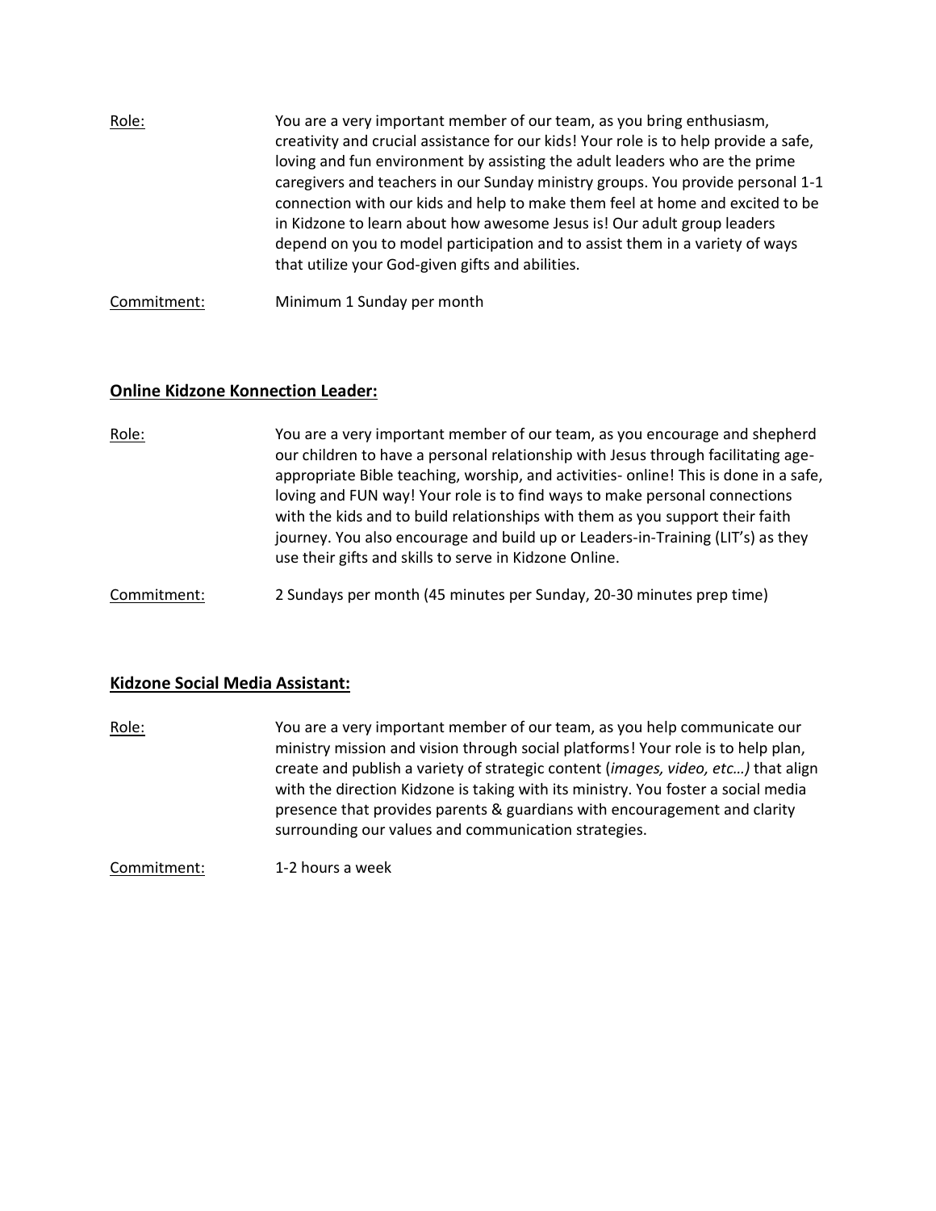<u>Role:</u> You are a very important member of our team, as you bring enthusiasm, creativity and crucial assistance for our kids! Your role is to help provide a safe, loving and fun environment by assisting the adult leaders who are the prime caregivers and teachers in our Sunday ministry groups. You provide personal 1-1 connection with our kids and help to make them feel at home and excited to be in Kidzone to learn about how awesome Jesus is! Our adult group leaders depend on you to model participation and to assist them in a variety of ways that utilize your God-given gifts and abilities.

<u>Commitment:</u> Minimum 1 Sunday per month

## **Online Kidzone Konnection Leader:**

<u>Role:</u> You are a very important member of our team, as you encourage and shepherd our children to have a personal relationship with Jesus through facilitating age-appropriate Bible teaching, worship, and activities- online! This is done in a safe, loving and FUN way! Your role is to find ways to make personal connections with the kids and to build relationships with them as you support their faith journey. You also encourage and build up or Leaders-in-Training (LIT's) as they use their gifts and skills to serve in Kidzone Online.

<u>Commitment:</u> 2 Sundays per month (45 minutes per Sunday, 20-30 minutes prep time)

## **Kidzone Social Media Assistant:**

<u>Role:</u> You are a very important member of our team, as you help communicate our ministry mission and vision through social platforms! Your role is to help plan, create and publish a variety of strategic content (*images, video, etc…)* that align with the direction Kidzone is taking with its ministry. You foster a social media presence that provides parents & guardians with encouragement and clarity surrounding our values and communication strategies.

<u>Commitment:</u> 1-2 hours a week